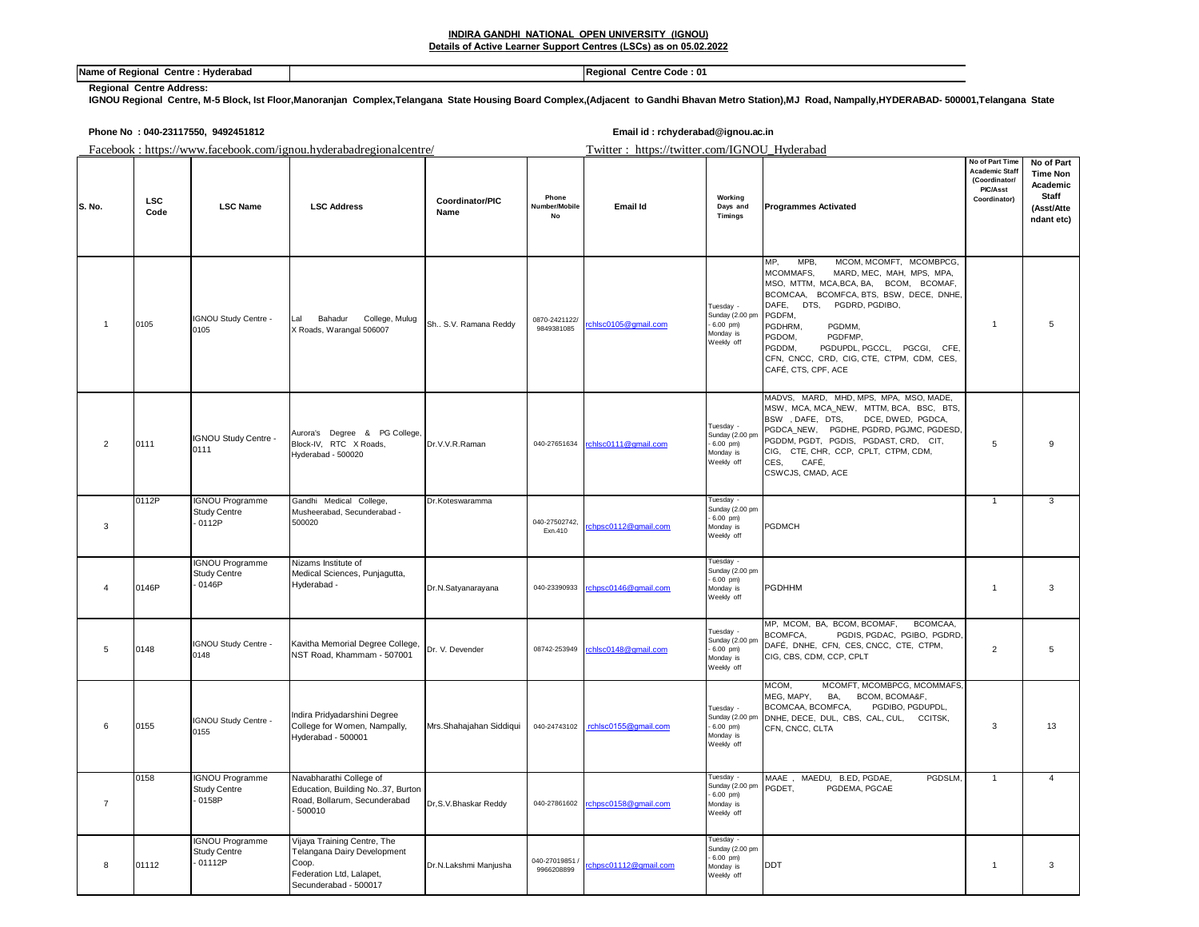**INDIRA GANDHI NATIONAL OPEN UNIVERSITY (IGNOU)**
**Details of Active Learner Support Centres (LSCs) as on 05.02.2022**

| **Name of Regional Centre : Hyderabad** | **Regional Centre Code : 01** |
|---|---|

**Regional Centre Address:**
**IGNOU Regional Centre, M-5 Block, Ist Floor,Manoranjan Complex,Telangana State Housing Board Complex,(Adjacent to Gandhi Bhavan Metro Station),MJ Road, Nampally,HYDERABAD- 500001,Telangana State**

**Phone No : 040-23117550, 9492451812** **Email id : rchyderabad@ignou.ac.in**

Facebook : https://www.facebook.com/ignou.hyderabadregionalcentre/ Twitter : https://twitter.com/IGNOU_Hyderabad

| S. No. | LSC Code | LSC Name | LSC Address | Coordinator/PIC Name | Phone Number/Mobile No | Email Id | Working Days and Timings | Programmes Activated | No of Part Time Academic Staff (Coordinator/ PIC/Asst Coordinator) | No of Part Time Non Academic Staff (Asst/Attendant etc) |
|---|---|---|---|---|---|---|---|---|---|---|
| 1 | 0105 | IGNOU Study Centre - 0105 | Lal Bahadur College, Mulug X Roads, Warangal 506007 | Sh.. S.V. Ramana Reddy | 0870-2421122/ 9849381085 | rchlsc0105@gmail.com | Tuesday - Sunday (2.00 pm - 6.00 pm) Monday is Weekly off | MP, MPB, MCOM, MCOMFT, MCOMBPCG, MCOMMAFS, MARD, MEC, MAH, MPS, MPA, MSO, MTTM, MCA,BCA, BA, BCOM, BCOMAF, BCOMCAA, BCOMFCA, BTS, BSW, DECE, DNHE, DAFE, DTS, PGDRD, PGDIBO, PGDFM, PGDHRM, PGDMM, PGDOM, PGDFMP, PGDDM, PGDUPDL, PGCCL, PGCGI, CFE, CFN, CNCC, CRD, CIG, CTE, CTPM, CDM, CES, CAFÉ, CTS, CPF, ACE | 1 | 5 |
| 2 | 0111 | IGNOU Study Centre - 0111 | Aurora's Degree & PG College, Block-IV, RTC X Roads, Hyderabad - 500020 | Dr.V.V.R.Raman | 040-27651634 | rchlsc0111@gmail.com | Tuesday - Sunday (2.00 pm - 6.00 pm) Monday is Weekly off | MADVS, MARD, MHD, MPS, MPA, MSO, MADE, MSW, MCA, MCA_NEW, MTTM, BCA, BSC, BTS, BSW , DAFE, DTS, DCE, DWED, PGDCA, PGDCA_NEW, PGDHE, PGDRD, PGJMC, PGDESD, PGDDM, PGDT, PGDIS, PGDAST, CRD, CIT, CIG, CTE, CHR, CCP, CPLT, CTPM, CDM, CES, CAFÉ, CSWCJS, CMAD, ACE | 5 | 9 |
| 3 | 0112P | IGNOU Programme Study Centre - 0112P | Gandhi Medical College, Musheerabad, Secunderabad - 500020 | Dr.Koteswaramma | 040-27502742, Exn.410 | rchpsc0112@gmail.com | Tuesday - Sunday (2.00 pm - 6.00 pm) Monday is Weekly off | PGDMCH | 1 | 3 |
| 4 | 0146P | IGNOU Programme Study Centre - 0146P | Nizams Institute of Medical Sciences, Punjagutta, Hyderabad - | Dr.N.Satyanarayana | 040-23390933 | rchpsc0146@gmail.com | Tuesday - Sunday (2.00 pm - 6.00 pm) Monday is Weekly off | PGDHHM | 1 | 3 |
| 5 | 0148 | IGNOU Study Centre - 0148 | Kavitha Memorial Degree College, NST Road, Khammam - 507001 | Dr. V. Devender | 08742-253949 | rchlsc0148@gmail.com | Tuesday - Sunday (2.00 pm - 6.00 pm) Monday is Weekly off | MP, MCOM, BA, BCOM, BCOMAF, BCOMCAA, BCOMFCA, PGDIS, PGDAC, PGIBO, PGDRD, DAFÉ, DNHE, CFN, CES, CNCC, CTE, CTPM, CIG, CBS, CDM, CCP, CPLT | 2 | 5 |
| 6 | 0155 | IGNOU Study Centre - 0155 | Indira Pridyadarshini Degree College for Women, Nampally, Hyderabad - 500001 | Mrs.Shahajahan Siddiqui | 040-24743102 | rchlsc0155@gmail.com | Tuesday - Sunday (2.00 pm - 6.00 pm) Monday is Weekly off | MCOM, MCOMFT, MCOMBPCG, MCOMMAFS, MEG, MAPY, BA, BCOM, BCOMA&F, BCOMCAA, BCOMFCA, PGDIBO, PGDUPDL, DNHE, DECE, DUL, CBS, CAL, CUL, CCITSK, CFN, CNCC, CLTA | 3 | 13 |
| 7 | 0158 | IGNOU Programme Study Centre - 0158P | Navabharathi College of Education, Building No..37, Burton Road, Bollarum, Secunderabad - 500010 | Dr,S.V.Bhaskar Reddy | 040-27861602 | rchpsc0158@gmail.com | Tuesday - Sunday (2.00 pm - 6.00 pm) Monday is Weekly off | MAAE , MAEDU, B.ED, PGDAE, PGDSLM, PGDET, PGDEMA, PGCAE | 1 | 4 |
| 8 | 01112 | IGNOU Programme Study Centre - 01112P | Vijaya Training Centre, The Telangana Dairy Development Coop. Federation Ltd, Lalapet, Secunderabad - 500017 | Dr.N.Lakshmi Manjusha | 040-27019851 / 9966208899 | rchpsc01112@gmail.com | Tuesday - Sunday (2.00 pm - 6.00 pm) Monday is Weekly off | DDT | 1 | 3 |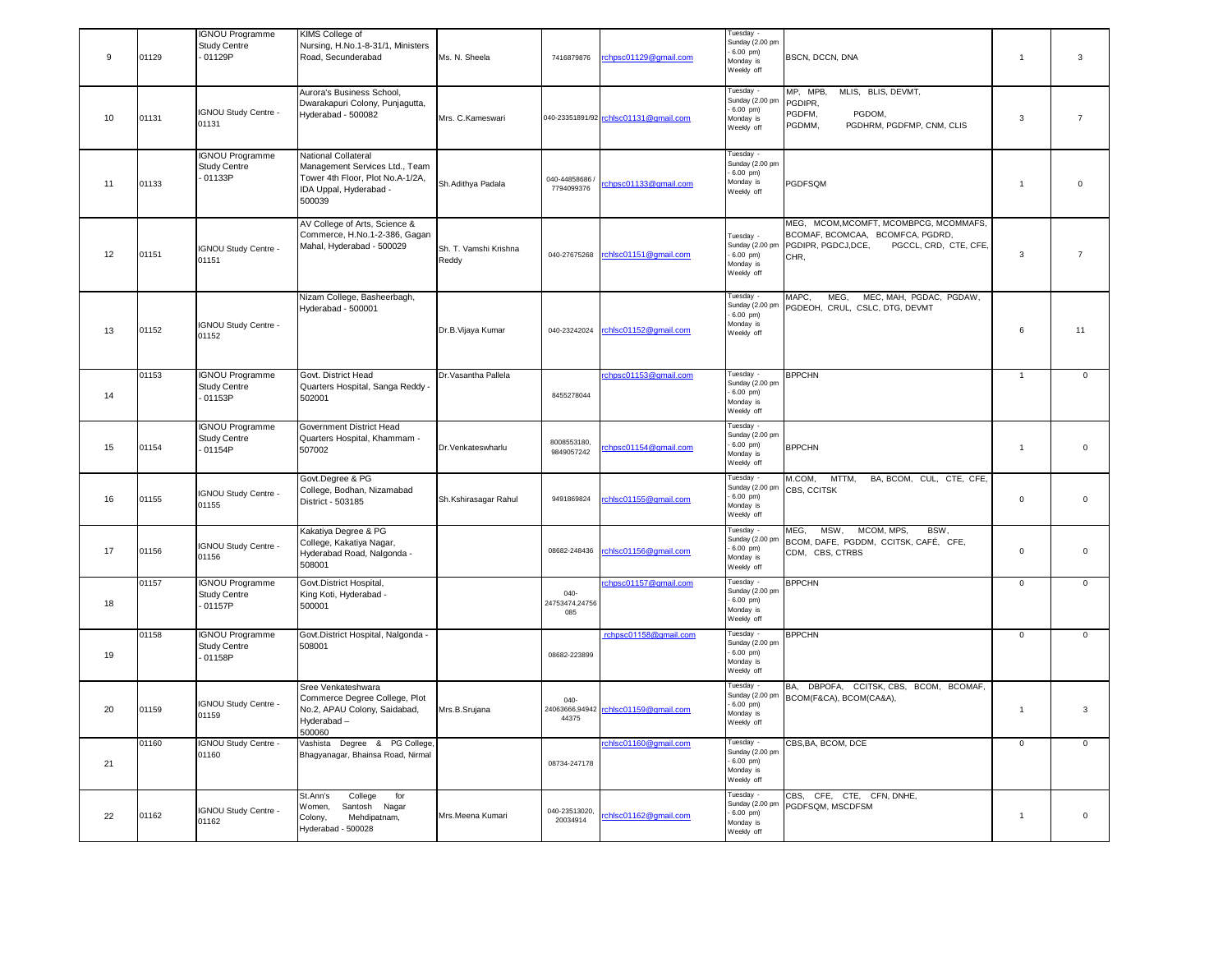| | | | | | | | | | | |
|---|---|---|---|---|---|---|---|---|---|---|
| 9 | 01129 | IGNOU Programme Study Centre - 01129P | KIMS College of Nursing, H.No.1-8-31/1, Ministers Road, Secunderabad | Ms. N. Sheela | 7416879876 | rchpsc01129@gmail.com | Tuesday - Sunday (2.00 pm - 6.00 pm) Monday is Weekly off | BSCN, DCCN, DNA | 1 | 3 |
| 10 | 01131 | IGNOU Study Centre - 01131 | Aurora's Business School, Dwarakapuri Colony, Punjagutta, Hyderabad - 500082 | Mrs. C.Kameswari | 040-23351891/92 | rchlsc01131@gmail.com | Tuesday - Sunday (2.00 pm - 6.00 pm) Monday is Weekly off | MP, MPB, MLIS, BLIS, DEVMT, PGDIPR, PGDFM, PGDOM, PGDMM, PGDHRM, PGDFMP, CNM, CLIS | 3 | 7 |
| 11 | 01133 | IGNOU Programme Study Centre - 01133P | National Collateral Management Services Ltd., Team Tower 4th Floor, Plot No.A-1/2A, IDA Uppal, Hyderabad - 500039 | Sh.Adithya Padala | 040-44858686 / 7794099376 | rchpsc01133@gmail.com | Tuesday - Sunday (2.00 pm - 6.00 pm) Monday is Weekly off | PGDFSQM | 1 | 0 |
| 12 | 01151 | IGNOU Study Centre - 01151 | AV College of Arts, Science & Commerce, H.No.1-2-386, Gagan Mahal, Hyderabad - 500029 | Sh. T. Vamshi Krishna Reddy | 040-27675268 | rchlsc01151@gmail.com | Tuesday - Sunday (2.00 pm - 6.00 pm) Monday is Weekly off | MEG, MCOM,MCOMFT, MCOMBPCG, MCOMMAFS, BCOMAF, BCOMCAA, BCOMFCA, PGDRD, PGDIPR, PGDCJ,DCE, PGCCL, CRD, CTE, CFE, CHR, | 3 | 7 |
| 13 | 01152 | IGNOU Study Centre - 01152 | Nizam College, Basheerbagh, Hyderabad - 500001 | Dr.B.Vijaya Kumar | 040-23242024 | rchlsc01152@gmail.com | Tuesday - Sunday (2.00 pm - 6.00 pm) Monday is Weekly off | MAPC, MEG, MEC, MAH, PGDAC, PGDAW, PGDEOH, CRUL, CSLC, DTG, DEVMT | 6 | 11 |
| 14 | 01153 | IGNOU Programme Study Centre - 01153P | Govt. District Head Quarters Hospital, Sanga Reddy - 502001 | Dr.Vasantha Pallela | 8455278044 | rchpsc01153@gmail.com | Tuesday - Sunday (2.00 pm - 6.00 pm) Monday is Weekly off | BPPCHN | 1 | 0 |
| 15 | 01154 | IGNOU Programme Study Centre - 01154P | Government District Head Quarters Hospital, Khammam - 507002 | Dr.Venkateswharlu | 8008553180, 9849057242 | rchpsc01154@gmail.com | Tuesday - Sunday (2.00 pm - 6.00 pm) Monday is Weekly off | BPPCHN | 1 | 0 |
| 16 | 01155 | IGNOU Study Centre - 01155 | Govt.Degree & PG College, Bodhan, Nizamabad District - 503185 | Sh.Kshirasagar Rahul | 9491869824 | rchlsc01155@gmail.com | Tuesday - Sunday (2.00 pm - 6.00 pm) Monday is Weekly off | M.COM, MTTM, BA, BCOM, CUL, CTE, CFE, CBS, CCITSK | 0 | 0 |
| 17 | 01156 | IGNOU Study Centre - 01156 | Kakatiya Degree & PG College, Kakatiya Nagar, Hyderabad Road, Nalgonda - 508001 | | 08682-248436 | rchlsc01156@gmail.com | Tuesday - Sunday (2.00 pm - 6.00 pm) Monday is Weekly off | MEG, MSW, MCOM, MPS, BSW, BCOM, DAFE, PGDDM, CCITSK, CAFÉ, CFE, CDM, CBS, CTRBS | 0 | 0 |
| 18 | 01157 | IGNOU Programme Study Centre - 01157P | Govt.District Hospital, King Koti, Hyderabad - 500001 | | 040-24753474,24756085 | rchpsc01157@gmail.com | Tuesday - Sunday (2.00 pm - 6.00 pm) Monday is Weekly off | BPPCHN | 0 | 0 |
| 19 | 01158 | IGNOU Programme Study Centre - 01158P | Govt.District Hospital, Nalgonda - 508001 | | 08682-223899 | rchpsc01158@gmail.com | Tuesday - Sunday (2.00 pm - 6.00 pm) Monday is Weekly off | BPPCHN | 0 | 0 |
| 20 | 01159 | IGNOU Study Centre - 01159 | Sree Venkateshwara Commerce Degree College, Plot No.2, APAU Colony, Saidabad, Hyderabad – 500060 | Mrs.B.Srujana | 040-24063666,94942 44375 | rchlsc01159@gmail.com | Tuesday - Sunday (2.00 pm - 6.00 pm) Monday is Weekly off | BA, DBPOFA, CCITSK, CBS, BCOM, BCOMAF, BCOM(F&CA), BCOM(CA&A), | 1 | 3 |
| 21 | 01160 | IGNOU Study Centre - 01160 | Vashista Degree & PG College, Bhagyanagar, Bhainsa Road, Nirmal | | 08734-247178 | rchlsc01160@gmail.com | Tuesday - Sunday (2.00 pm - 6.00 pm) Monday is Weekly off | CBS,BA, BCOM, DCE | 0 | 0 |
| 22 | 01162 | IGNOU Study Centre - 01162 | St.Ann's College for Women, Santosh Nagar Colony, Mehdipatnam, Hyderabad - 500028 | Mrs.Meena Kumari | 040-23513020, 20034914 | rchlsc01162@gmail.com | Tuesday - Sunday (2.00 pm - 6.00 pm) Monday is Weekly off | CBS, CFE, CTE, CFN, DNHE, PGDFSQM, MSCDFSM | 1 | 0 |